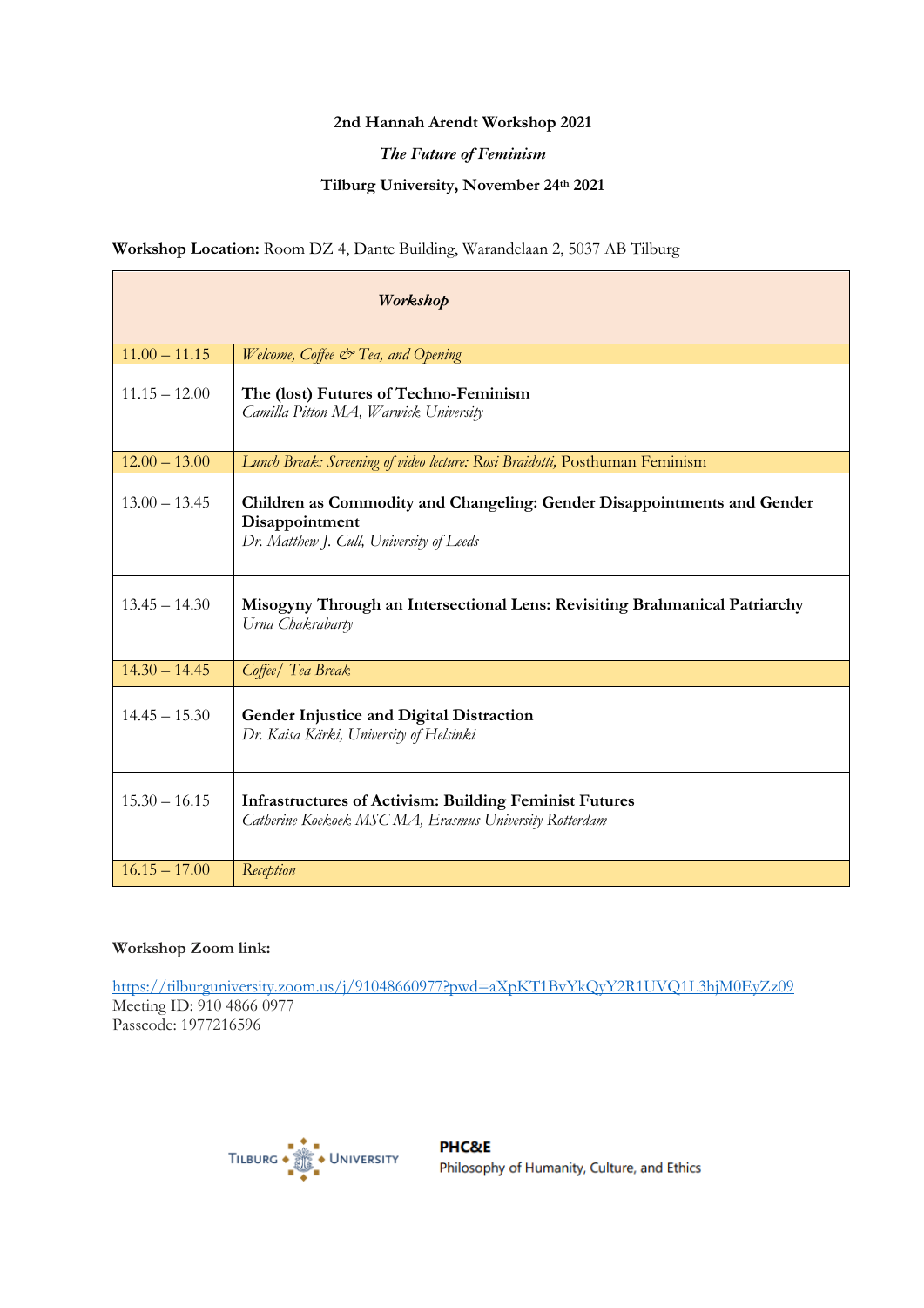**2nd Hannah Arendt Workshop 2021**

***The Future of Feminism***

**Tilburg University, November 24th 2021**

**Workshop Location:** Room DZ 4, Dante Building, Warandelaan 2, 5037 AB Tilburg

| *Workshop* | |
|---|---|
| 11.00 – 11.15 | *Welcome, Coffee & Tea, and Opening* |
| 11.15 – 12.00 | **The (lost) Futures of Techno-Feminism**<br>*Camilla Pitton MA, Warwick University* |
| 12.00 – 13.00 | *Lunch Break: Screening of video lecture: Rosi Braidotti,* Posthuman Feminism |
| 13.00 – 13.45 | **Children as Commodity and Changeling: Gender Disappointments and Gender Disappointment**<br>*Dr. Matthew J. Cull, University of Leeds* |
| 13.45 – 14.30 | **Misogyny Through an Intersectional Lens: Revisiting Brahmanical Patriarchy**<br>*Urna Chakrabarty* |
| 14.30 – 14.45 | *Coffee/ Tea Break* |
| 14.45 – 15.30 | **Gender Injustice and Digital Distraction**<br>*Dr. Kaisa Kärki, University of Helsinki* |
| 15.30 – 16.15 | **Infrastructures of Activism: Building Feminist Futures**<br>*Catherine Koekoek MSC MA, Erasmus University Rotterdam* |
| 16.15 – 17.00 | *Reception* |

**Workshop Zoom link:**

https://tilburguniversity.zoom.us/j/91048660977?pwd=aXpKT1BvYkQyY2R1UVQ1L3hjM0EyZz09
Meeting ID: 910 4866 0977
Passcode: 1977216596

TILBURG UNIVERSITY

**PHC&E**
Philosophy of Humanity, Culture, and Ethics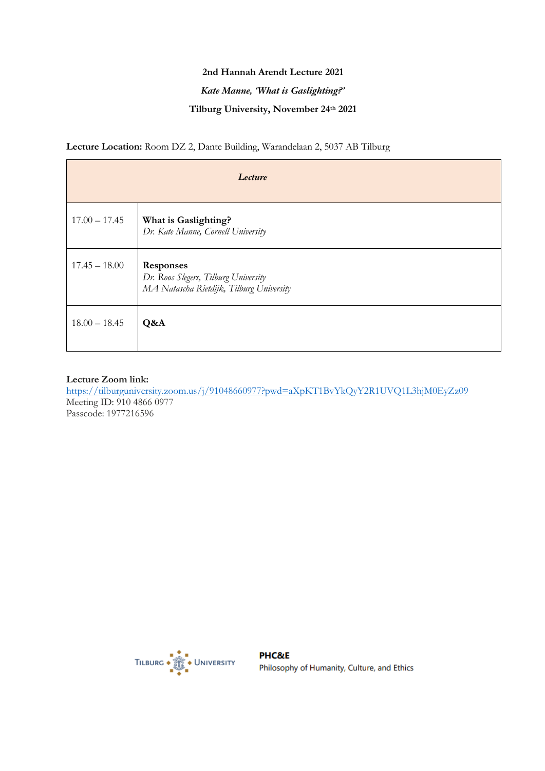**2nd Hannah Arendt Lecture 2021**

***Kate Manne, 'What is Gaslighting?'***

**Tilburg University, November 24th 2021**

**Lecture Location:** Room DZ 2, Dante Building, Warandelaan 2, 5037 AB Tilburg

| ***Lecture*** | |
|---|---|
| 17.00 – 17.45 | **What is Gaslighting?**<br>*Dr. Kate Manne, Cornell University* |
| 17.45 – 18.00 | **Responses**<br>*Dr. Roos Slegers, Tilburg University*<br>*MA Natascha Rietdijk, Tilburg University* |
| 18.00 – 18.45 | **Q&A** |

**Lecture Zoom link:**
https://tilburguniversity.zoom.us/j/91048660977?pwd=aXpKT1BvYkQyY2R1UVQ1L3hjM0EyZz09
Meeting ID: 910 4866 0977
Passcode: 1977216596

TILBURG UNIVERSITY

**PHC&E**
Philosophy of Humanity, Culture, and Ethics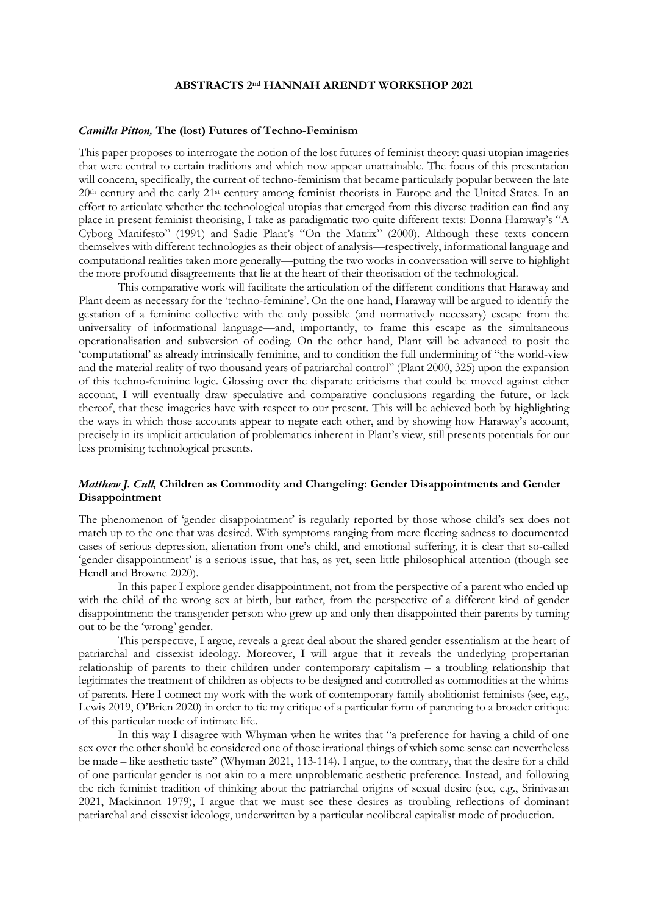# ABSTRACTS 2nd HANNAH ARENDT WORKSHOP 2021

### *Camilla Pitton,* The (lost) Futures of Techno-Feminism

This paper proposes to interrogate the notion of the lost futures of feminist theory: quasi utopian imageries that were central to certain traditions and which now appear unattainable. The focus of this presentation will concern, specifically, the current of techno-feminism that became particularly popular between the late 20th century and the early 21st century among feminist theorists in Europe and the United States. In an effort to articulate whether the technological utopias that emerged from this diverse tradition can find any place in present feminist theorising, I take as paradigmatic two quite different texts: Donna Haraway's "A Cyborg Manifesto" (1991) and Sadie Plant's "On the Matrix" (2000). Although these texts concern themselves with different technologies as their object of analysis—respectively, informational language and computational realities taken more generally—putting the two works in conversation will serve to highlight the more profound disagreements that lie at the heart of their theorisation of the technological.

This comparative work will facilitate the articulation of the different conditions that Haraway and Plant deem as necessary for the 'techno-feminine'. On the one hand, Haraway will be argued to identify the gestation of a feminine collective with the only possible (and normatively necessary) escape from the universality of informational language—and, importantly, to frame this escape as the simultaneous operationalisation and subversion of coding. On the other hand, Plant will be advanced to posit the 'computational' as already intrinsically feminine, and to condition the full undermining of "the world-view and the material reality of two thousand years of patriarchal control" (Plant 2000, 325) upon the expansion of this techno-feminine logic. Glossing over the disparate criticisms that could be moved against either account, I will eventually draw speculative and comparative conclusions regarding the future, or lack thereof, that these imageries have with respect to our present. This will be achieved both by highlighting the ways in which those accounts appear to negate each other, and by showing how Haraway's account, precisely in its implicit articulation of problematics inherent in Plant's view, still presents potentials for our less promising technological presents.

### *Matthew J. Cull,* Children as Commodity and Changeling: Gender Disappointments and Gender Disappointment

The phenomenon of 'gender disappointment' is regularly reported by those whose child's sex does not match up to the one that was desired. With symptoms ranging from mere fleeting sadness to documented cases of serious depression, alienation from one's child, and emotional suffering, it is clear that so-called 'gender disappointment' is a serious issue, that has, as yet, seen little philosophical attention (though see Hendl and Browne 2020).

In this paper I explore gender disappointment, not from the perspective of a parent who ended up with the child of the wrong sex at birth, but rather, from the perspective of a different kind of gender disappointment: the transgender person who grew up and only then disappointed their parents by turning out to be the 'wrong' gender.

This perspective, I argue, reveals a great deal about the shared gender essentialism at the heart of patriarchal and cissexist ideology. Moreover, I will argue that it reveals the underlying propertarian relationship of parents to their children under contemporary capitalism – a troubling relationship that legitimates the treatment of children as objects to be designed and controlled as commodities at the whims of parents. Here I connect my work with the work of contemporary family abolitionist feminists (see, e.g., Lewis 2019, O'Brien 2020) in order to tie my critique of a particular form of parenting to a broader critique of this particular mode of intimate life.

In this way I disagree with Whyman when he writes that "a preference for having a child of one sex over the other should be considered one of those irrational things of which some sense can nevertheless be made – like aesthetic taste" (Whyman 2021, 113-114). I argue, to the contrary, that the desire for a child of one particular gender is not akin to a mere unproblematic aesthetic preference. Instead, and following the rich feminist tradition of thinking about the patriarchal origins of sexual desire (see, e.g., Srinivasan 2021, Mackinnon 1979), I argue that we must see these desires as troubling reflections of dominant patriarchal and cissexist ideology, underwritten by a particular neoliberal capitalist mode of production.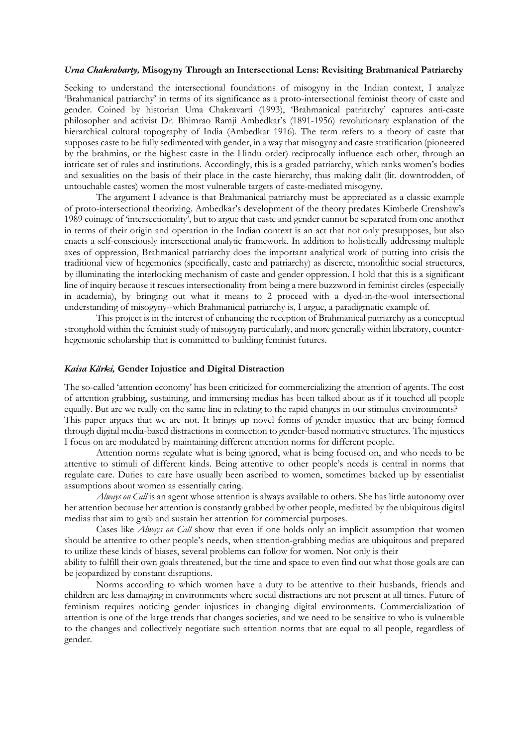***Urna Chakrabarty,*** **Misogyny Through an Intersectional Lens: Revisiting Brahmanical Patriarchy**

Seeking to understand the intersectional foundations of misogyny in the Indian context, I analyze 'Brahmanical patriarchy' in terms of its significance as a proto-intersectional feminist theory of caste and gender. Coined by historian Uma Chakravarti (1993), 'Brahmanical patriarchy' captures anti-caste philosopher and activist Dr. Bhimrao Ramji Ambedkar's (1891-1956) revolutionary explanation of the hierarchical cultural topography of India (Ambedkar 1916). The term refers to a theory of caste that supposes caste to be fully sedimented with gender, in a way that misogyny and caste stratification (pioneered by the brahmins, or the highest caste in the Hindu order) reciprocally influence each other, through an intricate set of rules and institutions. Accordingly, this is a graded patriarchy, which ranks women's bodies and sexualities on the basis of their place in the caste hierarchy, thus making dalit (lit. downtrodden, of untouchable castes) women the most vulnerable targets of caste-mediated misogyny.

The argument I advance is that Brahmanical patriarchy must be appreciated as a classic example of proto-intersectional theorizing. Ambedkar's development of the theory predates Kimberle Crenshaw's 1989 coinage of 'intersectionality', but to argue that caste and gender cannot be separated from one another in terms of their origin and operation in the Indian context is an act that not only presupposes, but also enacts a self-consciously intersectional analytic framework. In addition to holistically addressing multiple axes of oppression, Brahmanical patriarchy does the important analytical work of putting into crisis the traditional view of hegemonies (specifically, caste and patriarchy) as discrete, monolithic social structures, by illuminating the interlocking mechanism of caste and gender oppression. I hold that this is a significant line of inquiry because it rescues intersectionality from being a mere buzzword in feminist circles (especially in academia), by bringing out what it means to 2 proceed with a dyed-in-the-wool intersectional understanding of misogyny--which Brahmanical patriarchy is, I argue, a paradigmatic example of.

This project is in the interest of enhancing the reception of Brahmanical patriarchy as a conceptual stronghold within the feminist study of misogyny particularly, and more generally within liberatory, counter-hegemonic scholarship that is committed to building feminist futures.

***Kaisa Kärki,*** **Gender Injustice and Digital Distraction**

The so-called 'attention economy' has been criticized for commercializing the attention of agents. The cost of attention grabbing, sustaining, and immersing medias has been talked about as if it touched all people equally. But are we really on the same line in relating to the rapid changes in our stimulus environments? This paper argues that we are not. It brings up novel forms of gender injustice that are being formed through digital media-based distractions in connection to gender-based normative structures. The injustices I focus on are modulated by maintaining different attention norms for different people.

Attention norms regulate what is being ignored, what is being focused on, and who needs to be attentive to stimuli of different kinds. Being attentive to other people's needs is central in norms that regulate care. Duties to care have usually been ascribed to women, sometimes backed up by essentialist assumptions about women as essentially caring.

*Always on Call* is an agent whose attention is always available to others. She has little autonomy over her attention because her attention is constantly grabbed by other people, mediated by the ubiquitous digital medias that aim to grab and sustain her attention for commercial purposes.

Cases like *Always on Call* show that even if one holds only an implicit assumption that women should be attentive to other people's needs, when attention-grabbing medias are ubiquitous and prepared to utilize these kinds of biases, several problems can follow for women. Not only is their ability to fulfill their own goals threatened, but the time and space to even find out what those goals are can be jeopardized by constant disruptions.

Norms according to which women have a duty to be attentive to their husbands, friends and children are less damaging in environments where social distractions are not present at all times. Future of feminism requires noticing gender injustices in changing digital environments. Commercialization of attention is one of the large trends that changes societies, and we need to be sensitive to who is vulnerable to the changes and collectively negotiate such attention norms that are equal to all people, regardless of gender.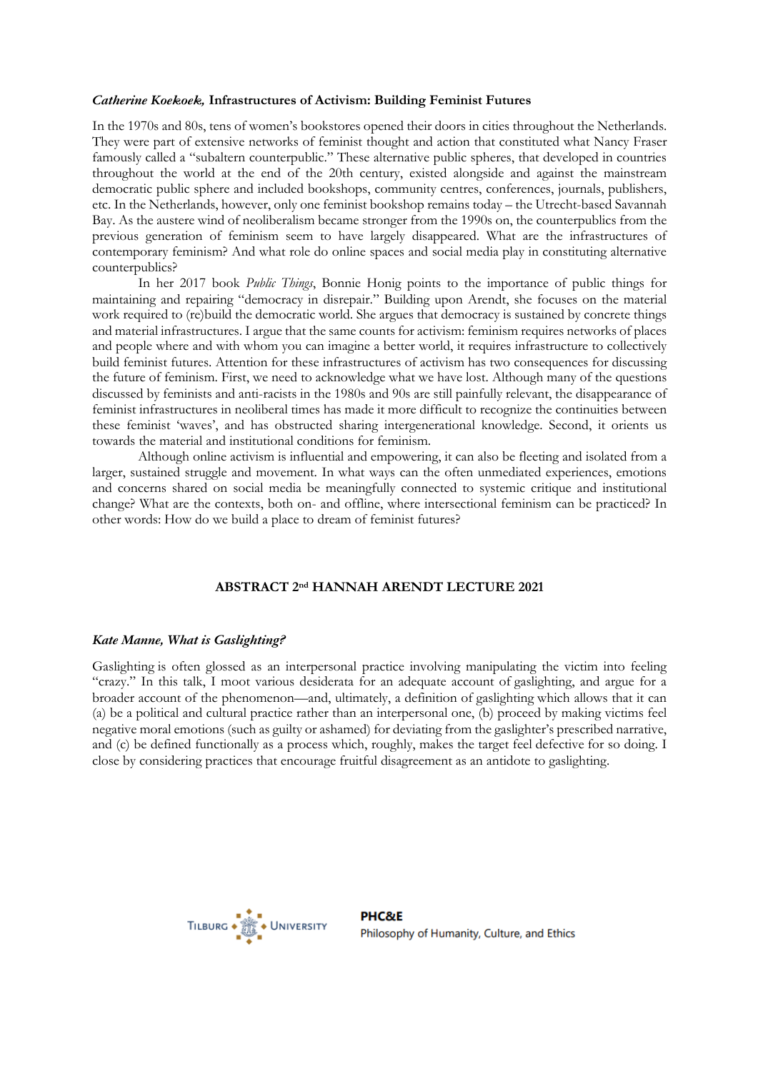***Catherine Koekoek,*** **Infrastructures of Activism: Building Feminist Futures**

In the 1970s and 80s, tens of women's bookstores opened their doors in cities throughout the Netherlands. They were part of extensive networks of feminist thought and action that constituted what Nancy Fraser famously called a "subaltern counterpublic." These alternative public spheres, that developed in countries throughout the world at the end of the 20th century, existed alongside and against the mainstream democratic public sphere and included bookshops, community centres, conferences, journals, publishers, etc. In the Netherlands, however, only one feminist bookshop remains today – the Utrecht-based Savannah Bay. As the austere wind of neoliberalism became stronger from the 1990s on, the counterpublics from the previous generation of feminism seem to have largely disappeared. What are the infrastructures of contemporary feminism? And what role do online spaces and social media play in constituting alternative counterpublics?

In her 2017 book *Public Things*, Bonnie Honig points to the importance of public things for maintaining and repairing "democracy in disrepair." Building upon Arendt, she focuses on the material work required to (re)build the democratic world. She argues that democracy is sustained by concrete things and material infrastructures. I argue that the same counts for activism: feminism requires networks of places and people where and with whom you can imagine a better world, it requires infrastructure to collectively build feminist futures. Attention for these infrastructures of activism has two consequences for discussing the future of feminism. First, we need to acknowledge what we have lost. Although many of the questions discussed by feminists and anti-racists in the 1980s and 90s are still painfully relevant, the disappearance of feminist infrastructures in neoliberal times has made it more difficult to recognize the continuities between these feminist 'waves', and has obstructed sharing intergenerational knowledge. Second, it orients us towards the material and institutional conditions for feminism.

Although online activism is influential and empowering, it can also be fleeting and isolated from a larger, sustained struggle and movement. In what ways can the often unmediated experiences, emotions and concerns shared on social media be meaningfully connected to systemic critique and institutional change? What are the contexts, both on- and offline, where intersectional feminism can be practiced? In other words: How do we build a place to dream of feminist futures?

## ABSTRACT 2nd HANNAH ARENDT LECTURE 2021

***Kate Manne, What is Gaslighting?***

Gaslighting is often glossed as an interpersonal practice involving manipulating the victim into feeling "crazy." In this talk, I moot various desiderata for an adequate account of gaslighting, and argue for a broader account of the phenomenon—and, ultimately, a definition of gaslighting which allows that it can (a) be a political and cultural practice rather than an interpersonal one, (b) proceed by making victims feel negative moral emotions (such as guilty or ashamed) for deviating from the gaslighter's prescribed narrative, and (c) be defined functionally as a process which, roughly, makes the target feel defective for so doing. I close by considering practices that encourage fruitful disagreement as an antidote to gaslighting.

TILBURG UNIVERSITY

**PHC&E**
Philosophy of Humanity, Culture, and Ethics